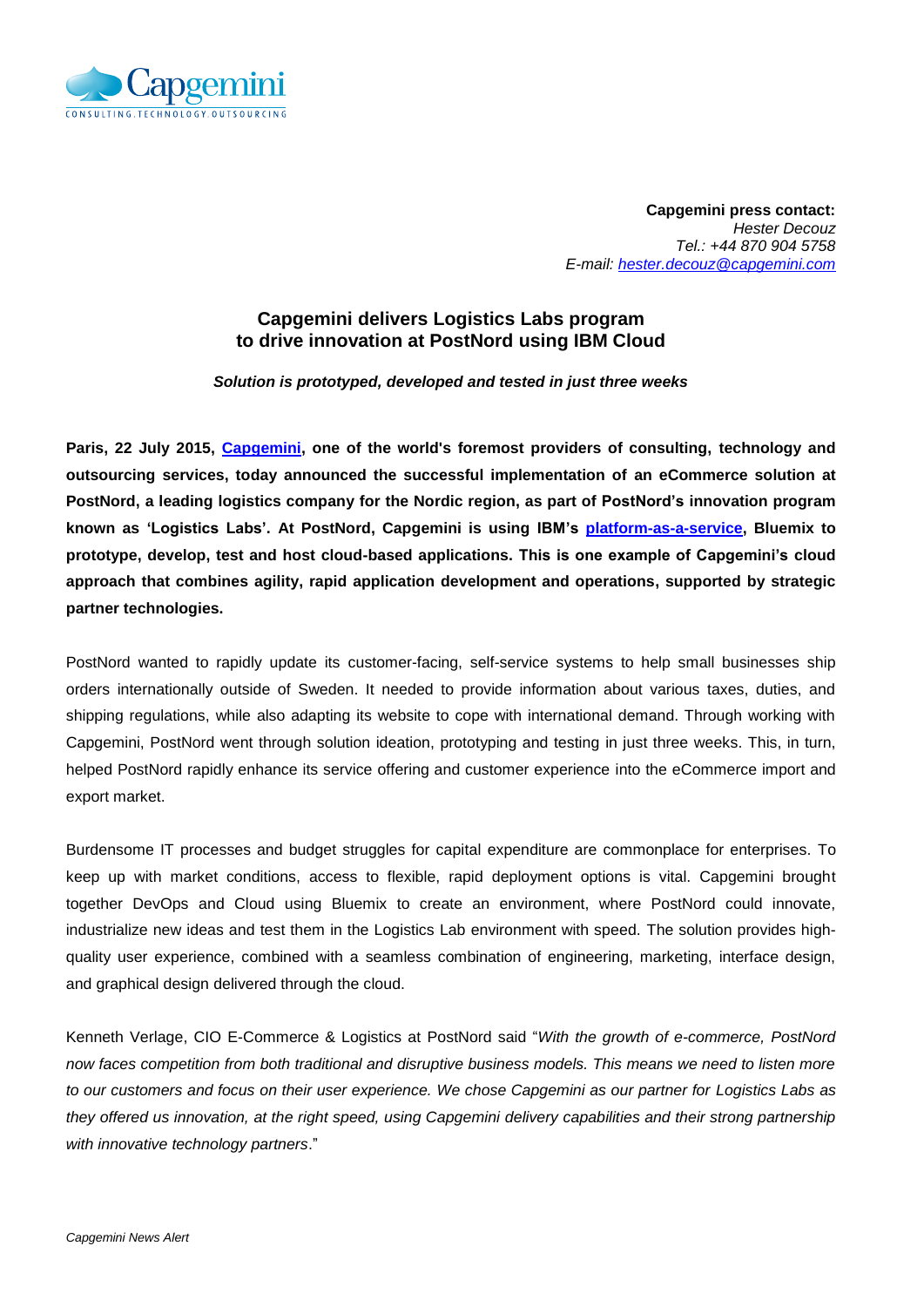**Capgemini press contact:**
*Hester Decouz*
*Tel.: +44 870 904 5758*
*E-mail: hester.decouz@capgemini.com*

## Capgemini delivers Logistics Labs program to drive innovation at PostNord using IBM Cloud

***Solution is prototyped, developed and tested in just three weeks***

**Paris, 22 July 2015, [Capgemini](), one of the world's foremost providers of consulting, technology and outsourcing services, today announced the successful implementation of an eCommerce solution at PostNord, a leading logistics company for the Nordic region, as part of PostNord's innovation program known as 'Logistics Labs'. At PostNord, Capgemini is using IBM's [platform-as-a-service](), Bluemix to prototype, develop, test and host cloud-based applications. This is one example of Capgemini's cloud approach that combines agility, rapid application development and operations, supported by strategic partner technologies.**

PostNord wanted to rapidly update its customer-facing, self-service systems to help small businesses ship orders internationally outside of Sweden. It needed to provide information about various taxes, duties, and shipping regulations, while also adapting its website to cope with international demand. Through working with Capgemini, PostNord went through solution ideation, prototyping and testing in just three weeks. This, in turn, helped PostNord rapidly enhance its service offering and customer experience into the eCommerce import and export market.

Burdensome IT processes and budget struggles for capital expenditure are commonplace for enterprises. To keep up with market conditions, access to flexible, rapid deployment options is vital. Capgemini brought together DevOps and Cloud using Bluemix to create an environment, where PostNord could innovate, industrialize new ideas and test them in the Logistics Lab environment with speed. The solution provides high-quality user experience, combined with a seamless combination of engineering, marketing, interface design, and graphical design delivered through the cloud.

Kenneth Verlage, CIO E-Commerce & Logistics at PostNord said "*With the growth of e-commerce, PostNord now faces competition from both traditional and disruptive business models. This means we need to listen more to our customers and focus on their user experience. We chose Capgemini as our partner for Logistics Labs as they offered us innovation, at the right speed, using Capgemini delivery capabilities and their strong partnership with innovative technology partners*."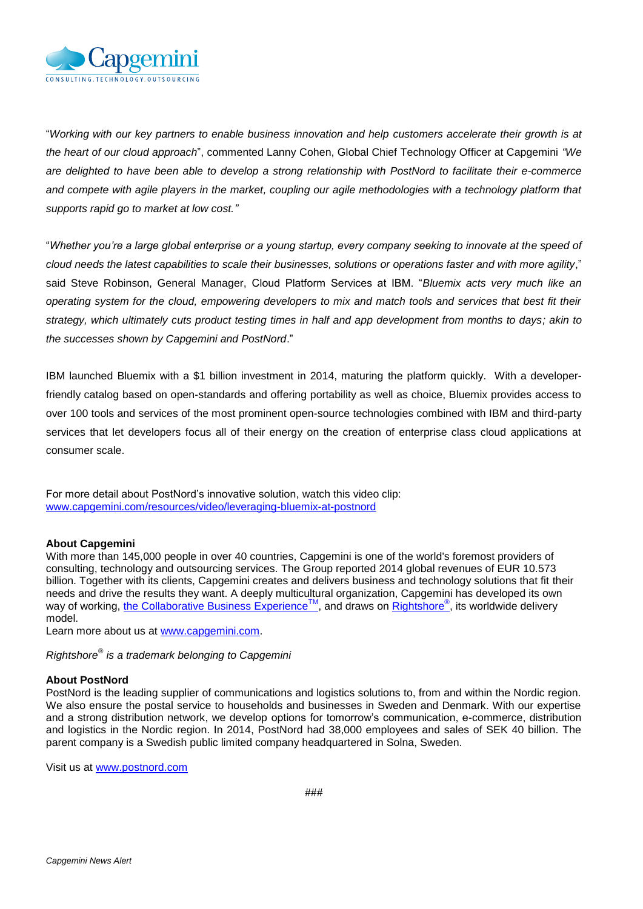"*Working with our key partners to enable business innovation and help customers accelerate their growth is at the heart of our cloud approach*", commented Lanny Cohen, Global Chief Technology Officer at Capgemini *"We are delighted to have been able to develop a strong relationship with PostNord to facilitate their e-commerce and compete with agile players in the market, coupling our agile methodologies with a technology platform that supports rapid go to market at low cost."*

"*Whether you're a large global enterprise or a young startup, every company seeking to innovate at the speed of cloud needs the latest capabilities to scale their businesses, solutions or operations faster and with more agility*," said Steve Robinson, General Manager, Cloud Platform Services at IBM. "*Bluemix acts very much like an operating system for the cloud, empowering developers to mix and match tools and services that best fit their strategy, which ultimately cuts product testing times in half and app development from months to days; akin to the successes shown by Capgemini and PostNord*."

IBM launched Bluemix with a $1 billion investment in 2014, maturing the platform quickly. With a developer-friendly catalog based on open-standards and offering portability as well as choice, Bluemix provides access to over 100 tools and services of the most prominent open-source technologies combined with IBM and third-party services that let developers focus all of their energy on the creation of enterprise class cloud applications at consumer scale.

For more detail about PostNord's innovative solution, watch this video clip:
[www.capgemini.com/resources/video/leveraging-bluemix-at-postnord](www.capgemini.com/resources/video/leveraging-bluemix-at-postnord)

**About Capgemini**

With more than 145,000 people in over 40 countries, Capgemini is one of the world's foremost providers of consulting, technology and outsourcing services. The Group reported 2014 global revenues of EUR 10.573 billion. Together with its clients, Capgemini creates and delivers business and technology solutions that fit their needs and drive the results they want. A deeply multicultural organization, Capgemini has developed its own way of working, the Collaborative Business Experience™, and draws on Rightshore®, its worldwide delivery model.

Learn more about us at [www.capgemini.com](www.capgemini.com).

*Rightshore® is a trademark belonging to Capgemini*

**About PostNord**

PostNord is the leading supplier of communications and logistics solutions to, from and within the Nordic region. We also ensure the postal service to households and businesses in Sweden and Denmark. With our expertise and a strong distribution network, we develop options for tomorrow's communication, e-commerce, distribution and logistics in the Nordic region. In 2014, PostNord had 38,000 employees and sales of SEK 40 billion. The parent company is a Swedish public limited company headquartered in Solna, Sweden.

Visit us at [www.postnord.com](www.postnord.com)

###